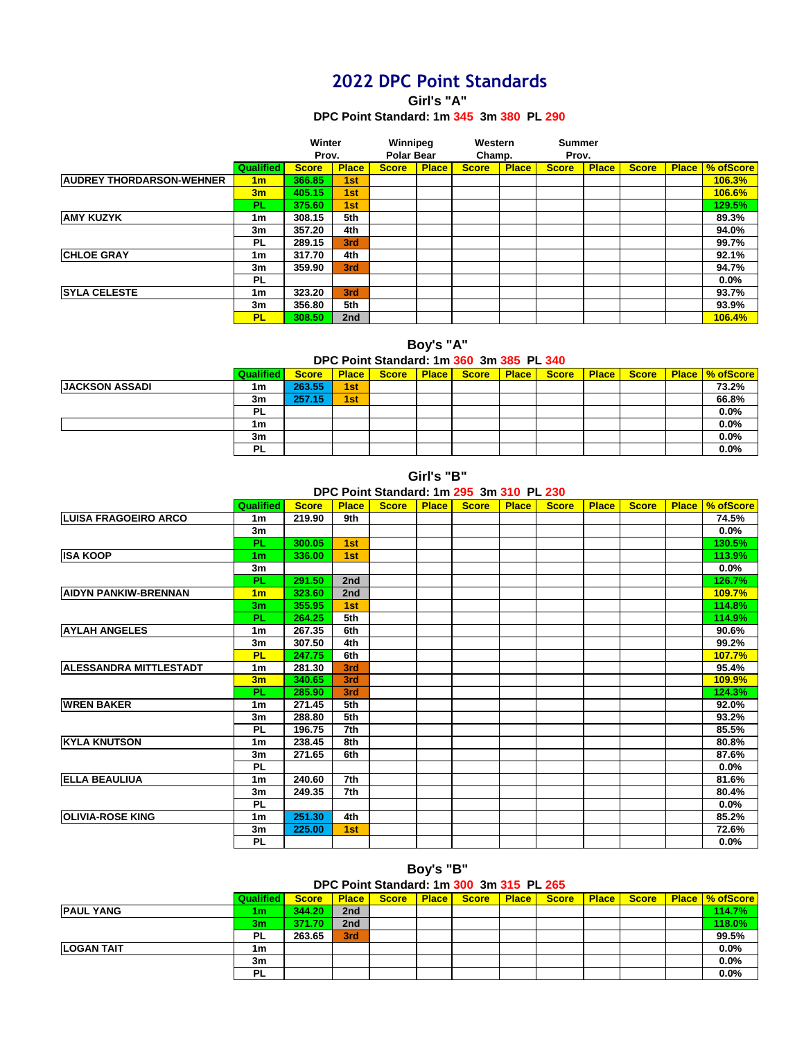# 2022 DPC Point Standards

## Girl's "A"

**DPC Point Standard: 1m 345 3m 380 PL 290**

| | | Winter Prov. | | Winnipeg Polar Bear | | Western Champ. | | Summer Prov. | | | | |
|---|---|---|---|---|---|---|---|---|---|---|---|---|
| | Qualified | Score | Place | Score | Place | Score | Place | Score | Place | Score | Place | % ofScore |
| AUDREY THORDARSON-WEHNER | 1m | 366.85 | 1st | | | | | | | | | 106.3% |
| | 3m | 405.15 | 1st | | | | | | | | | 106.6% |
| | PL | 375.60 | 1st | | | | | | | | | 129.5% |
| AMY KUZYK | 1m | 308.15 | 5th | | | | | | | | | 89.3% |
| | 3m | 357.20 | 4th | | | | | | | | | 94.0% |
| | PL | 289.15 | 3rd | | | | | | | | | 99.7% |
| CHLOE GRAY | 1m | 317.70 | 4th | | | | | | | | | 92.1% |
| | 3m | 359.90 | 3rd | | | | | | | | | 94.7% |
| | PL | | | | | | | | | | | 0.0% |
| SYLA CELESTE | 1m | 323.20 | 3rd | | | | | | | | | 93.7% |
| | 3m | 356.80 | 5th | | | | | | | | | 93.9% |
| | PL | 308.50 | 2nd | | | | | | | | | 106.4% |

## Boy's "A"

**DPC Point Standard: 1m 360 3m 385 PL 340**

| | Qualified | Score | Place | Score | Place | Score | Place | Score | Place | Score | Place | % ofScore |
|---|---|---|---|---|---|---|---|---|---|---|---|---|
| JACKSON ASSADI | 1m | 263.55 | 1st | | | | | | | | | 73.2% |
| | 3m | 257.15 | 1st | | | | | | | | | 66.8% |
| | PL | | | | | | | | | | | 0.0% |
| | 1m | | | | | | | | | | | 0.0% |
| | 3m | | | | | | | | | | | 0.0% |
| | PL | | | | | | | | | | | 0.0% |

## Girl's "B"

**DPC Point Standard: 1m 295 3m 310 PL 230**

| | Qualified | Score | Place | Score | Place | Score | Place | Score | Place | Score | Place | % ofScore |
|---|---|---|---|---|---|---|---|---|---|---|---|---|
| LUISA FRAGOEIRO ARCO | 1m | 219.90 | 9th | | | | | | | | | 74.5% |
| | 3m | | | | | | | | | | | 0.0% |
| | PL | 300.05 | 1st | | | | | | | | | 130.5% |
| ISA KOOP | 1m | 336.00 | 1st | | | | | | | | | 113.9% |
| | 3m | | | | | | | | | | | 0.0% |
| | PL | 291.50 | 2nd | | | | | | | | | 126.7% |
| AIDYN PANKIW-BRENNAN | 1m | 323.60 | 2nd | | | | | | | | | 109.7% |
| | 3m | 355.95 | 1st | | | | | | | | | 114.8% |
| | PL | 264.25 | 5th | | | | | | | | | 114.9% |
| AYLAH ANGELES | 1m | 267.35 | 6th | | | | | | | | | 90.6% |
| | 3m | 307.50 | 4th | | | | | | | | | 99.2% |
| | PL | 247.75 | 6th | | | | | | | | | 107.7% |
| ALESSANDRA MITTLESTADT | 1m | 281.30 | 3rd | | | | | | | | | 95.4% |
| | 3m | 340.65 | 3rd | | | | | | | | | 109.9% |
| | PL | 285.90 | 3rd | | | | | | | | | 124.3% |
| WREN BAKER | 1m | 271.45 | 5th | | | | | | | | | 92.0% |
| | 3m | 288.80 | 5th | | | | | | | | | 93.2% |
| | PL | 196.75 | 7th | | | | | | | | | 85.5% |
| KYLA KNUTSON | 1m | 238.45 | 8th | | | | | | | | | 80.8% |
| | 3m | 271.65 | 6th | | | | | | | | | 87.6% |
| | PL | | | | | | | | | | | 0.0% |
| ELLA BEAULIUA | 1m | 240.60 | 7th | | | | | | | | | 81.6% |
| | 3m | 249.35 | 7th | | | | | | | | | 80.4% |
| | PL | | | | | | | | | | | 0.0% |
| OLIVIA-ROSE KING | 1m | 251.30 | 4th | | | | | | | | | 85.2% |
| | 3m | 225.00 | 1st | | | | | | | | | 72.6% |
| | PL | | | | | | | | | | | 0.0% |

## Boy's "B"

**DPC Point Standard: 1m 300 3m 315 PL 265**

| | Qualified | Score | Place | Score | Place | Score | Place | Score | Place | Score | Place | % ofScore |
|---|---|---|---|---|---|---|---|---|---|---|---|---|
| PAUL YANG | 1m | 344.20 | 2nd | | | | | | | | | 114.7% |
| | 3m | 371.70 | 2nd | | | | | | | | | 118.0% |
| | PL | 263.65 | 3rd | | | | | | | | | 99.5% |
| LOGAN TAIT | 1m | | | | | | | | | | | 0.0% |
| | 3m | | | | | | | | | | | 0.0% |
| | PL | | | | | | | | | | | 0.0% |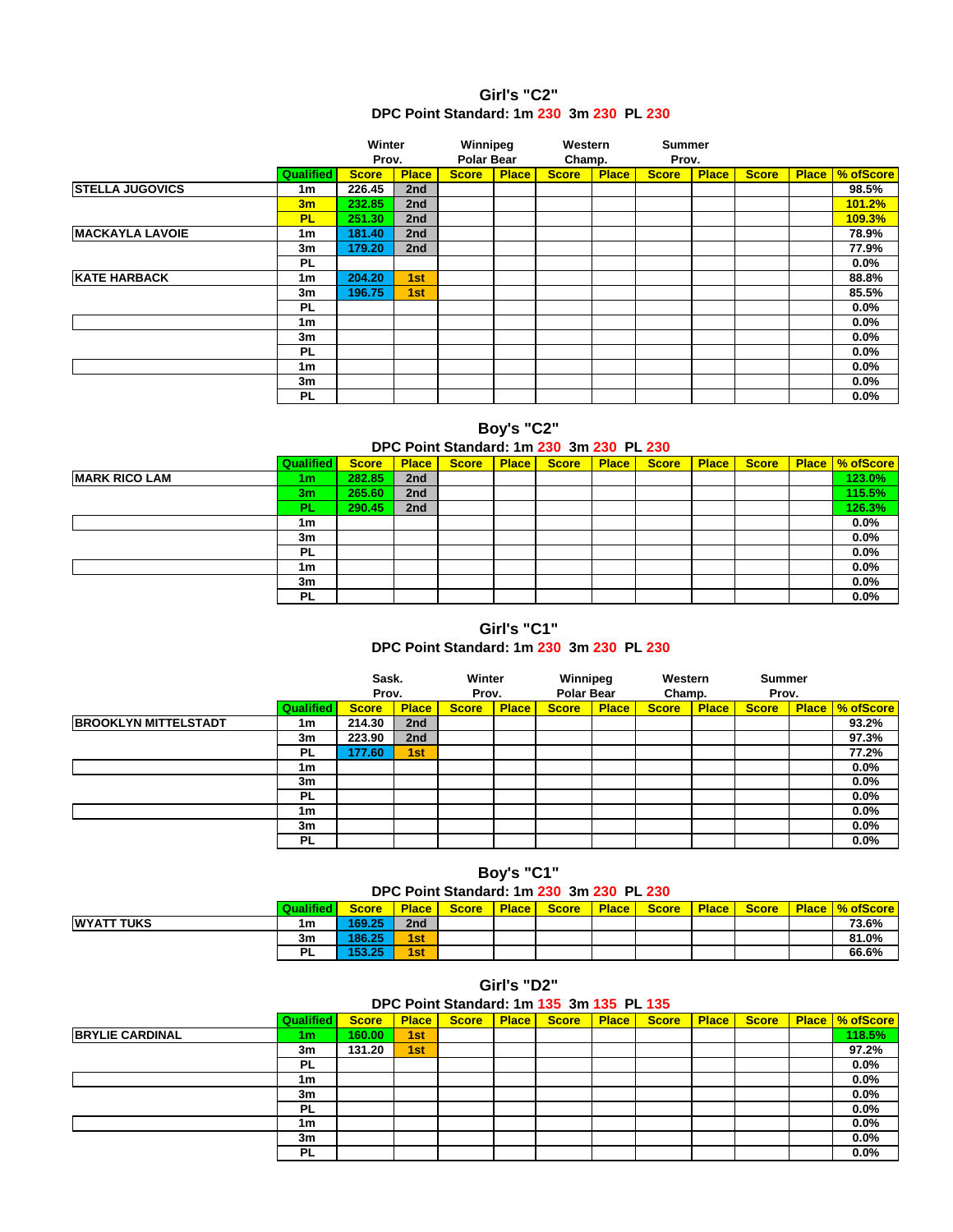## Girl's "C2"

**DPC Point Standard: 1m 230 3m 230 PL 230**

| | Qualified | Winter Prov. Score | Place | Winnipeg Polar Bear Score | Place | Western Champ. Score | Place | Summer Prov. Score | Place | Score | Place | % ofScore |
|---|---|---|---|---|---|---|---|---|---|---|---|---|
| STELLA JUGOVICS | 1m | 226.45 | 2nd | | | | | | | | | 98.5% |
| | 3m | 232.85 | 2nd | | | | | | | | | 101.2% |
| | PL | 251.30 | 2nd | | | | | | | | | 109.3% |
| MACKAYLA LAVOIE | 1m | 181.40 | 2nd | | | | | | | | | 78.9% |
| | 3m | 179.20 | 2nd | | | | | | | | | 77.9% |
| | PL | | | | | | | | | | | 0.0% |
| KATE HARBACK | 1m | 204.20 | 1st | | | | | | | | | 88.8% |
| | 3m | 196.75 | 1st | | | | | | | | | 85.5% |
| | PL | | | | | | | | | | | 0.0% |
| | 1m | | | | | | | | | | | 0.0% |
| | 3m | | | | | | | | | | | 0.0% |
| | PL | | | | | | | | | | | 0.0% |
| | 1m | | | | | | | | | | | 0.0% |
| | 3m | | | | | | | | | | | 0.0% |
| | PL | | | | | | | | | | | 0.0% |

## Boy's "C2"

**DPC Point Standard: 1m 230 3m 230 PL 230**

| | Qualified | Score | Place | Score | Place | Score | Place | Score | Place | Score | Place | % ofScore |
|---|---|---|---|---|---|---|---|---|---|---|---|---|
| MARK RICO LAM | 1m | 282.85 | 2nd | | | | | | | | | 123.0% |
| | 3m | 265.60 | 2nd | | | | | | | | | 115.5% |
| | PL | 290.45 | 2nd | | | | | | | | | 126.3% |
| | 1m | | | | | | | | | | | 0.0% |
| | 3m | | | | | | | | | | | 0.0% |
| | PL | | | | | | | | | | | 0.0% |
| | 1m | | | | | | | | | | | 0.0% |
| | 3m | | | | | | | | | | | 0.0% |
| | PL | | | | | | | | | | | 0.0% |

## Girl's "C1"

**DPC Point Standard: 1m 230 3m 230 PL 230**

| | Qualified | Sask. Prov. Score | Place | Winter Prov. Score | Place | Winnipeg Polar Bear Score | Place | Western Champ. Score | Place | Summer Prov. Score | Place | % ofScore |
|---|---|---|---|---|---|---|---|---|---|---|---|---|
| BROOKLYN MITTELSTADT | 1m | 214.30 | 2nd | | | | | | | | | 93.2% |
| | 3m | 223.90 | 2nd | | | | | | | | | 97.3% |
| | PL | 177.60 | 1st | | | | | | | | | 77.2% |
| | 1m | | | | | | | | | | | 0.0% |
| | 3m | | | | | | | | | | | 0.0% |
| | PL | | | | | | | | | | | 0.0% |
| | 1m | | | | | | | | | | | 0.0% |
| | 3m | | | | | | | | | | | 0.0% |
| | PL | | | | | | | | | | | 0.0% |

## Boy's "C1"

**DPC Point Standard: 1m 230 3m 230 PL 230**

| | Qualified | Score | Place | Score | Place | Score | Place | Score | Place | Score | Place | % ofScore |
|---|---|---|---|---|---|---|---|---|---|---|---|---|
| WYATT TUKS | 1m | 169.25 | 2nd | | | | | | | | | 73.6% |
| | 3m | 186.25 | 1st | | | | | | | | | 81.0% |
| | PL | 153.25 | 1st | | | | | | | | | 66.6% |

## Girl's "D2"

**DPC Point Standard: 1m 135 3m 135 PL 135**

| | Qualified | Score | Place | Score | Place | Score | Place | Score | Place | Score | Place | % ofScore |
|---|---|---|---|---|---|---|---|---|---|---|---|---|
| BRYLIE CARDINAL | 1m | 160.00 | 1st | | | | | | | | | 118.5% |
| | 3m | 131.20 | 1st | | | | | | | | | 97.2% |
| | PL | | | | | | | | | | | 0.0% |
| | 1m | | | | | | | | | | | 0.0% |
| | 3m | | | | | | | | | | | 0.0% |
| | PL | | | | | | | | | | | 0.0% |
| | 1m | | | | | | | | | | | 0.0% |
| | 3m | | | | | | | | | | | 0.0% |
| | PL | | | | | | | | | | | 0.0% |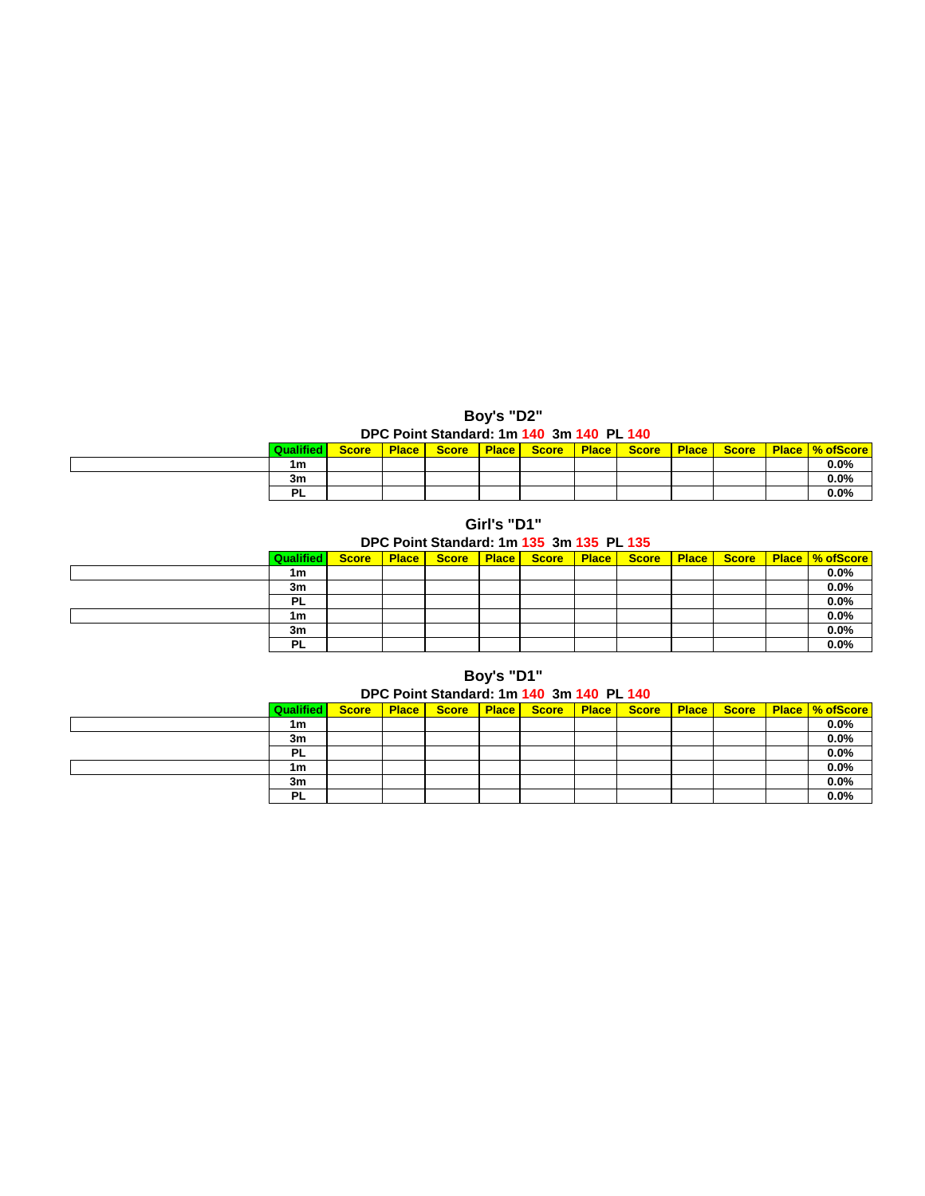## Boy's "D2"

**DPC Point Standard: 1m 140  3m 140  PL 140**

| | Qualified | Score | Place | Score | Place | Score | Place | Score | Place | Score | Place | % ofScore |
|---|---|---|---|---|---|---|---|---|---|---|---|---|
| | 1m | | | | | | | | | | | 0.0% |
| | 3m | | | | | | | | | | | 0.0% |
| | PL | | | | | | | | | | | 0.0% |

## Girl's "D1"

**DPC Point Standard: 1m 135  3m 135  PL 135**

| | Qualified | Score | Place | Score | Place | Score | Place | Score | Place | Score | Place | % ofScore |
|---|---|---|---|---|---|---|---|---|---|---|---|---|
| | 1m | | | | | | | | | | | 0.0% |
| | 3m | | | | | | | | | | | 0.0% |
| | PL | | | | | | | | | | | 0.0% |
| | 1m | | | | | | | | | | | 0.0% |
| | 3m | | | | | | | | | | | 0.0% |
| | PL | | | | | | | | | | | 0.0% |

## Boy's "D1"

**DPC Point Standard: 1m 140  3m 140  PL 140**

| | Qualified | Score | Place | Score | Place | Score | Place | Score | Place | Score | Place | % ofScore |
|---|---|---|---|---|---|---|---|---|---|---|---|---|
| | 1m | | | | | | | | | | | 0.0% |
| | 3m | | | | | | | | | | | 0.0% |
| | PL | | | | | | | | | | | 0.0% |
| | 1m | | | | | | | | | | | 0.0% |
| | 3m | | | | | | | | | | | 0.0% |
| | PL | | | | | | | | | | | 0.0% |